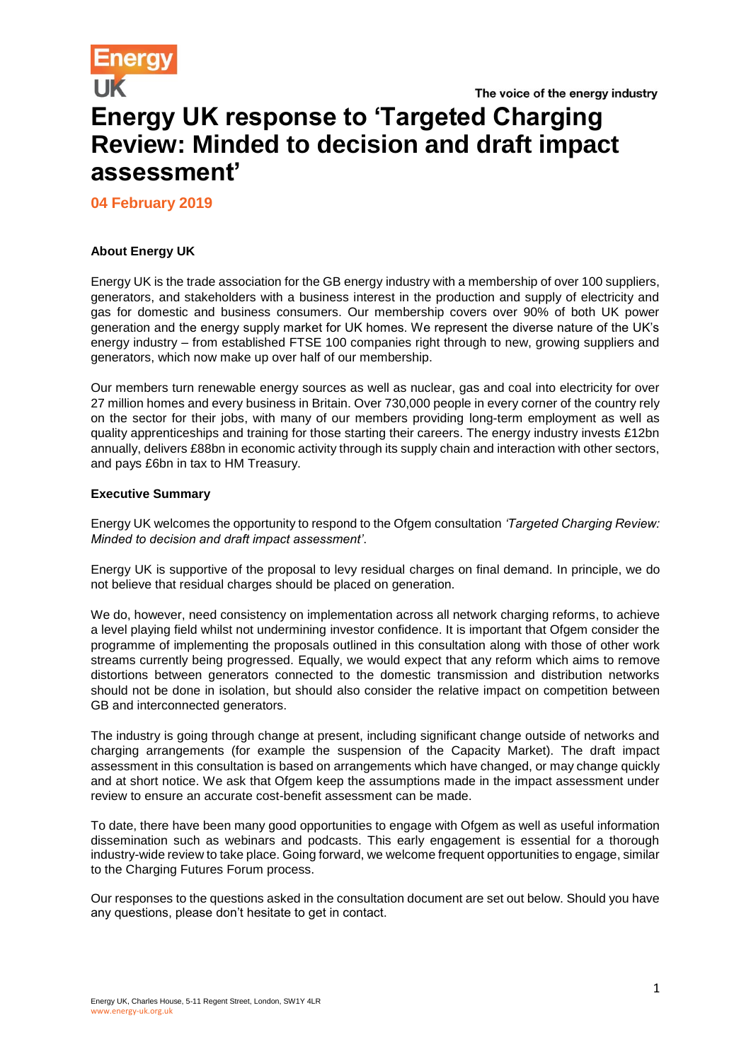# Energy UK response to 'Targeted Charging Review: Minded to decision and draft impact assessment'

**04 February 2019**

**About Energy UK**

Energy UK is the trade association for the GB energy industry with a membership of over 100 suppliers, generators, and stakeholders with a business interest in the production and supply of electricity and gas for domestic and business consumers. Our membership covers over 90% of both UK power generation and the energy supply market for UK homes. We represent the diverse nature of the UK's energy industry – from established FTSE 100 companies right through to new, growing suppliers and generators, which now make up over half of our membership.

Our members turn renewable energy sources as well as nuclear, gas and coal into electricity for over 27 million homes and every business in Britain. Over 730,000 people in every corner of the country rely on the sector for their jobs, with many of our members providing long-term employment as well as quality apprenticeships and training for those starting their careers. The energy industry invests £12bn annually, delivers £88bn in economic activity through its supply chain and interaction with other sectors, and pays £6bn in tax to HM Treasury.

**Executive Summary**

Energy UK welcomes the opportunity to respond to the Ofgem consultation *'Targeted Charging Review: Minded to decision and draft impact assessment'*.

Energy UK is supportive of the proposal to levy residual charges on final demand. In principle, we do not believe that residual charges should be placed on generation.

We do, however, need consistency on implementation across all network charging reforms, to achieve a level playing field whilst not undermining investor confidence. It is important that Ofgem consider the programme of implementing the proposals outlined in this consultation along with those of other work streams currently being progressed. Equally, we would expect that any reform which aims to remove distortions between generators connected to the domestic transmission and distribution networks should not be done in isolation, but should also consider the relative impact on competition between GB and interconnected generators.

The industry is going through change at present, including significant change outside of networks and charging arrangements (for example the suspension of the Capacity Market). The draft impact assessment in this consultation is based on arrangements which have changed, or may change quickly and at short notice. We ask that Ofgem keep the assumptions made in the impact assessment under review to ensure an accurate cost-benefit assessment can be made.

To date, there have been many good opportunities to engage with Ofgem as well as useful information dissemination such as webinars and podcasts. This early engagement is essential for a thorough industry-wide review to take place. Going forward, we welcome frequent opportunities to engage, similar to the Charging Futures Forum process.

Our responses to the questions asked in the consultation document are set out below. Should you have any questions, please don't hesitate to get in contact.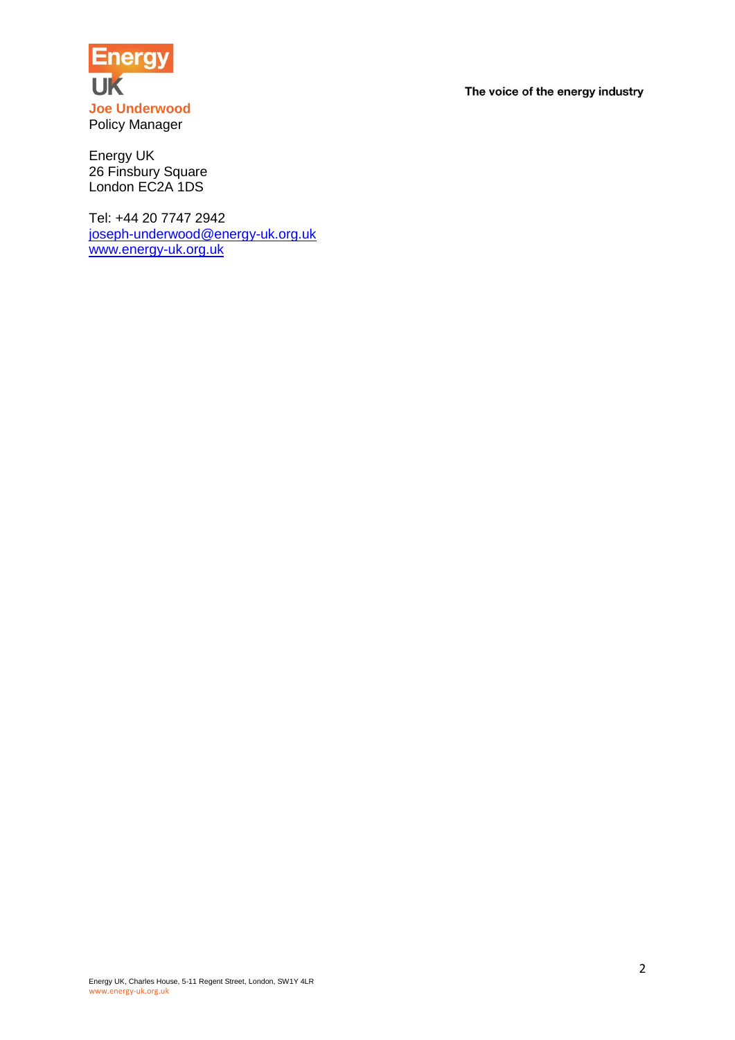Energy UK

**Joe Underwood**
Policy Manager

Energy UK
26 Finsbury Square
London EC2A 1DS

Tel: +44 20 7747 2942
joseph-underwood@energy-uk.org.uk
www.energy-uk.org.uk

**The voice of the energy industry**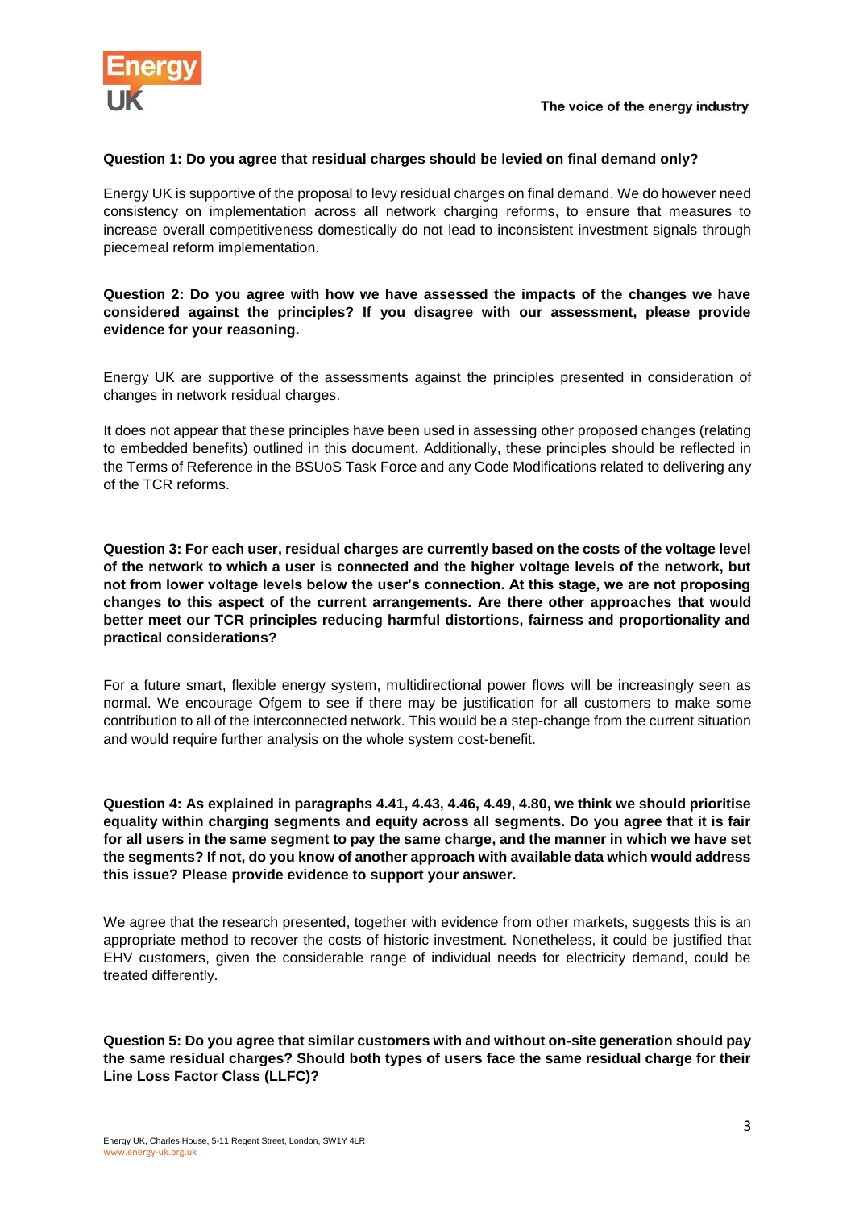**Question 1: Do you agree that residual charges should be levied on final demand only?**

Energy UK is supportive of the proposal to levy residual charges on final demand. We do however need consistency on implementation across all network charging reforms, to ensure that measures to increase overall competitiveness domestically do not lead to inconsistent investment signals through piecemeal reform implementation.

**Question 2: Do you agree with how we have assessed the impacts of the changes we have considered against the principles? If you disagree with our assessment, please provide evidence for your reasoning.**

Energy UK are supportive of the assessments against the principles presented in consideration of changes in network residual charges.

It does not appear that these principles have been used in assessing other proposed changes (relating to embedded benefits) outlined in this document. Additionally, these principles should be reflected in the Terms of Reference in the BSUoS Task Force and any Code Modifications related to delivering any of the TCR reforms.

**Question 3: For each user, residual charges are currently based on the costs of the voltage level of the network to which a user is connected and the higher voltage levels of the network, but not from lower voltage levels below the user's connection. At this stage, we are not proposing changes to this aspect of the current arrangements. Are there other approaches that would better meet our TCR principles reducing harmful distortions, fairness and proportionality and practical considerations?**

For a future smart, flexible energy system, multidirectional power flows will be increasingly seen as normal. We encourage Ofgem to see if there may be justification for all customers to make some contribution to all of the interconnected network. This would be a step-change from the current situation and would require further analysis on the whole system cost-benefit.

**Question 4: As explained in paragraphs 4.41, 4.43, 4.46, 4.49, 4.80, we think we should prioritise equality within charging segments and equity across all segments. Do you agree that it is fair for all users in the same segment to pay the same charge, and the manner in which we have set the segments? If not, do you know of another approach with available data which would address this issue? Please provide evidence to support your answer.**

We agree that the research presented, together with evidence from other markets, suggests this is an appropriate method to recover the costs of historic investment. Nonetheless, it could be justified that EHV customers, given the considerable range of individual needs for electricity demand, could be treated differently.

**Question 5: Do you agree that similar customers with and without on-site generation should pay the same residual charges? Should both types of users face the same residual charge for their Line Loss Factor Class (LLFC)?**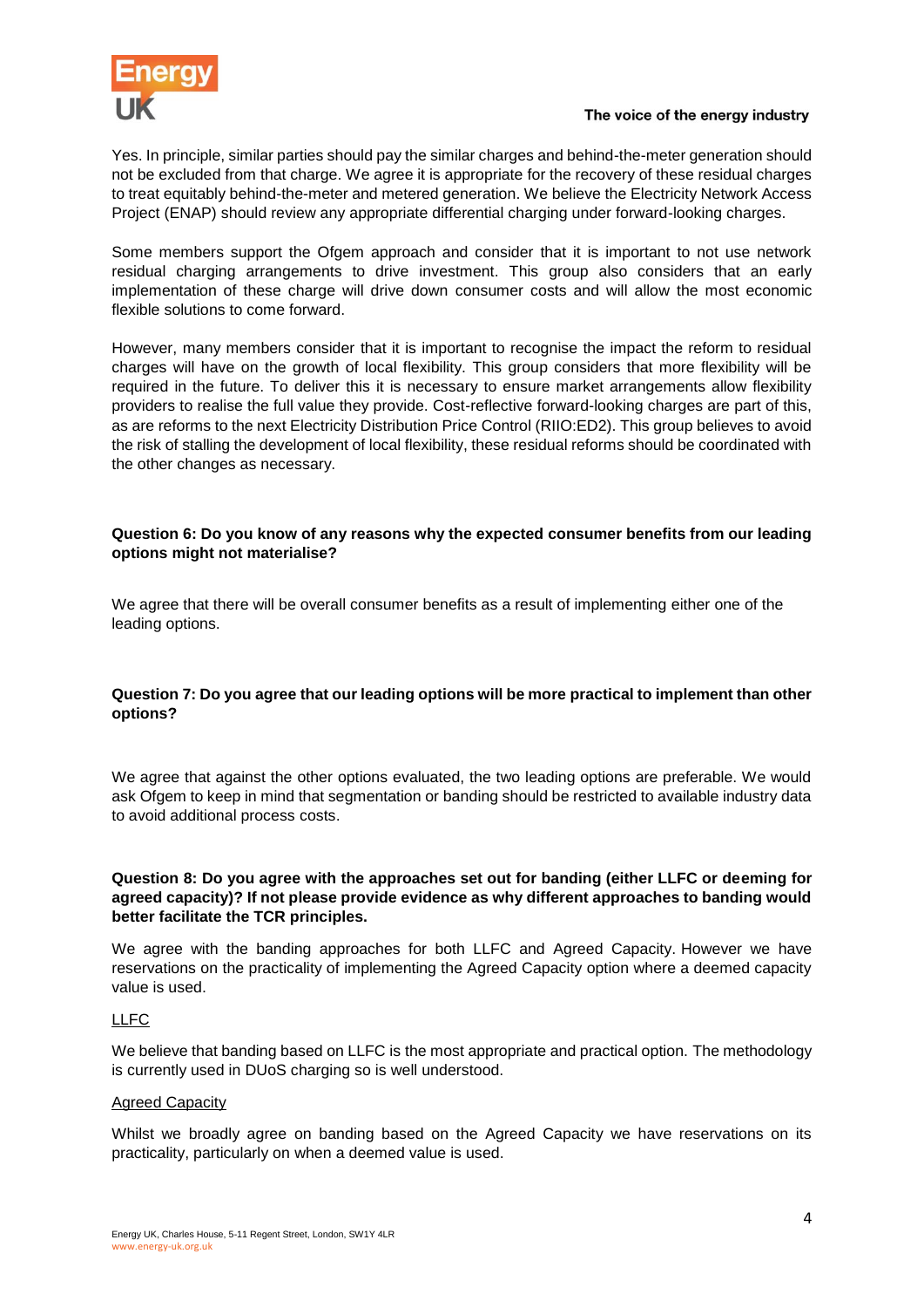Yes. In principle, similar parties should pay the similar charges and behind-the-meter generation should not be excluded from that charge. We agree it is appropriate for the recovery of these residual charges to treat equitably behind-the-meter and metered generation. We believe the Electricity Network Access Project (ENAP) should review any appropriate differential charging under forward-looking charges.

Some members support the Ofgem approach and consider that it is important to not use network residual charging arrangements to drive investment. This group also considers that an early implementation of these charge will drive down consumer costs and will allow the most economic flexible solutions to come forward.

However, many members consider that it is important to recognise the impact the reform to residual charges will have on the growth of local flexibility. This group considers that more flexibility will be required in the future. To deliver this it is necessary to ensure market arrangements allow flexibility providers to realise the full value they provide. Cost-reflective forward-looking charges are part of this, as are reforms to the next Electricity Distribution Price Control (RIIO:ED2). This group believes to avoid the risk of stalling the development of local flexibility, these residual reforms should be coordinated with the other changes as necessary.

**Question 6: Do you know of any reasons why the expected consumer benefits from our leading options might not materialise?**

We agree that there will be overall consumer benefits as a result of implementing either one of the leading options.

**Question 7: Do you agree that our leading options will be more practical to implement than other options?**

We agree that against the other options evaluated, the two leading options are preferable. We would ask Ofgem to keep in mind that segmentation or banding should be restricted to available industry data to avoid additional process costs.

**Question 8: Do you agree with the approaches set out for banding (either LLFC or deeming for agreed capacity)? If not please provide evidence as why different approaches to banding would better facilitate the TCR principles.**

We agree with the banding approaches for both LLFC and Agreed Capacity. However we have reservations on the practicality of implementing the Agreed Capacity option where a deemed capacity value is used.

LLFC

We believe that banding based on LLFC is the most appropriate and practical option. The methodology is currently used in DUoS charging so is well understood.

Agreed Capacity

Whilst we broadly agree on banding based on the Agreed Capacity we have reservations on its practicality, particularly on when a deemed value is used.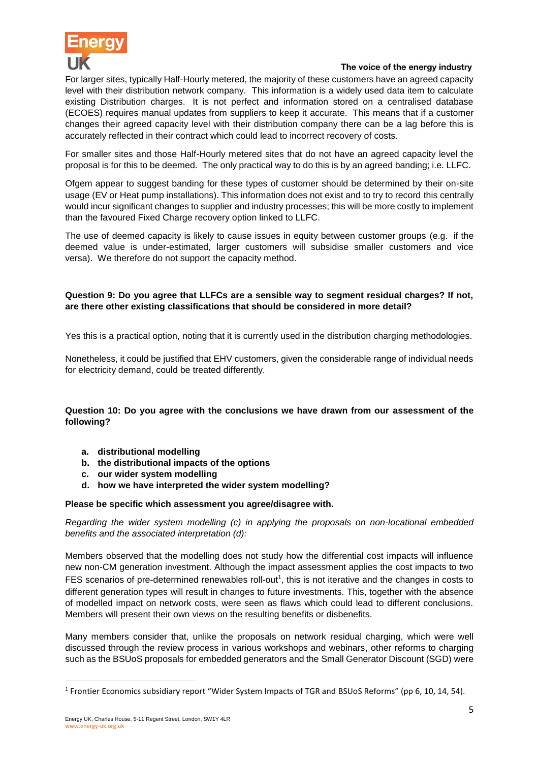For larger sites, typically Half-Hourly metered, the majority of these customers have an agreed capacity level with their distribution network company. This information is a widely used data item to calculate existing Distribution charges. It is not perfect and information stored on a centralised database (ECOES) requires manual updates from suppliers to keep it accurate. This means that if a customer changes their agreed capacity level with their distribution company there can be a lag before this is accurately reflected in their contract which could lead to incorrect recovery of costs.

For smaller sites and those Half-Hourly metered sites that do not have an agreed capacity level the proposal is for this to be deemed. The only practical way to do this is by an agreed banding; i.e. LLFC.

Ofgem appear to suggest banding for these types of customer should be determined by their on-site usage (EV or Heat pump installations). This information does not exist and to try to record this centrally would incur significant changes to supplier and industry processes; this will be more costly to implement than the favoured Fixed Charge recovery option linked to LLFC.

The use of deemed capacity is likely to cause issues in equity between customer groups (e.g. if the deemed value is under-estimated, larger customers will subsidise smaller customers and vice versa). We therefore do not support the capacity method.

**Question 9: Do you agree that LLFCs are a sensible way to segment residual charges? If not, are there other existing classifications that should be considered in more detail?**

Yes this is a practical option, noting that it is currently used in the distribution charging methodologies.

Nonetheless, it could be justified that EHV customers, given the considerable range of individual needs for electricity demand, could be treated differently.

**Question 10: Do you agree with the conclusions we have drawn from our assessment of the following?**

a. **distributional modelling**
b. **the distributional impacts of the options**
c. **our wider system modelling**
d. **how we have interpreted the wider system modelling?**

**Please be specific which assessment you agree/disagree with.**

*Regarding the wider system modelling (c) in applying the proposals on non-locational embedded benefits and the associated interpretation (d):*

Members observed that the modelling does not study how the differential cost impacts will influence new non-CM generation investment. Although the impact assessment applies the cost impacts to two FES scenarios of pre-determined renewables roll-out[1], this is not iterative and the changes in costs to different generation types will result in changes to future investments. This, together with the absence of modelled impact on network costs, were seen as flaws which could lead to different conclusions. Members will present their own views on the resulting benefits or disbenefits.

Many members consider that, unlike the proposals on network residual charging, which were well discussed through the review process in various workshops and webinars, other reforms to charging such as the BSUoS proposals for embedded generators and the Small Generator Discount (SGD) were

[1] Frontier Economics subsidiary report "Wider System Impacts of TGR and BSUoS Reforms" (pp 6, 10, 14, 54).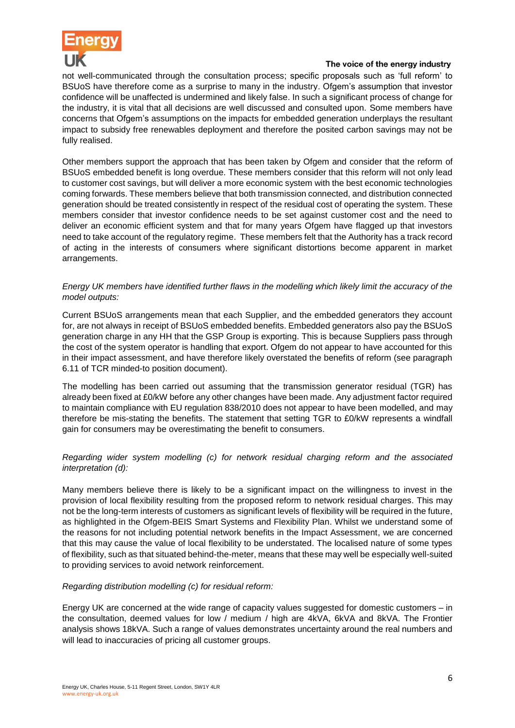not well-communicated through the consultation process; specific proposals such as 'full reform' to BSUoS have therefore come as a surprise to many in the industry. Ofgem's assumption that investor confidence will be unaffected is undermined and likely false. In such a significant process of change for the industry, it is vital that all decisions are well discussed and consulted upon. Some members have concerns that Ofgem's assumptions on the impacts for embedded generation underplays the resultant impact to subsidy free renewables deployment and therefore the posited carbon savings may not be fully realised.

Other members support the approach that has been taken by Ofgem and consider that the reform of BSUoS embedded benefit is long overdue. These members consider that this reform will not only lead to customer cost savings, but will deliver a more economic system with the best economic technologies coming forwards. These members believe that both transmission connected, and distribution connected generation should be treated consistently in respect of the residual cost of operating the system. These members consider that investor confidence needs to be set against customer cost and the need to deliver an economic efficient system and that for many years Ofgem have flagged up that investors need to take account of the regulatory regime. These members felt that the Authority has a track record of acting in the interests of consumers where significant distortions become apparent in market arrangements.

*Energy UK members have identified further flaws in the modelling which likely limit the accuracy of the model outputs:*

Current BSUoS arrangements mean that each Supplier, and the embedded generators they account for, are not always in receipt of BSUoS embedded benefits. Embedded generators also pay the BSUoS generation charge in any HH that the GSP Group is exporting. This is because Suppliers pass through the cost of the system operator is handling that export. Ofgem do not appear to have accounted for this in their impact assessment, and have therefore likely overstated the benefits of reform (see paragraph 6.11 of TCR minded-to position document).

The modelling has been carried out assuming that the transmission generator residual (TGR) has already been fixed at £0/kW before any other changes have been made. Any adjustment factor required to maintain compliance with EU regulation 838/2010 does not appear to have been modelled, and may therefore be mis-stating the benefits. The statement that setting TGR to £0/kW represents a windfall gain for consumers may be overestimating the benefit to consumers.

*Regarding wider system modelling (c) for network residual charging reform and the associated interpretation (d):*

Many members believe there is likely to be a significant impact on the willingness to invest in the provision of local flexibility resulting from the proposed reform to network residual charges. This may not be the long-term interests of customers as significant levels of flexibility will be required in the future, as highlighted in the Ofgem-BEIS Smart Systems and Flexibility Plan. Whilst we understand some of the reasons for not including potential network benefits in the Impact Assessment, we are concerned that this may cause the value of local flexibility to be understated. The localised nature of some types of flexibility, such as that situated behind-the-meter, means that these may well be especially well-suited to providing services to avoid network reinforcement.

*Regarding distribution modelling (c) for residual reform:*

Energy UK are concerned at the wide range of capacity values suggested for domestic customers – in the consultation, deemed values for low / medium / high are 4kVA, 6kVA and 8kVA. The Frontier analysis shows 18kVA. Such a range of values demonstrates uncertainty around the real numbers and will lead to inaccuracies of pricing all customer groups.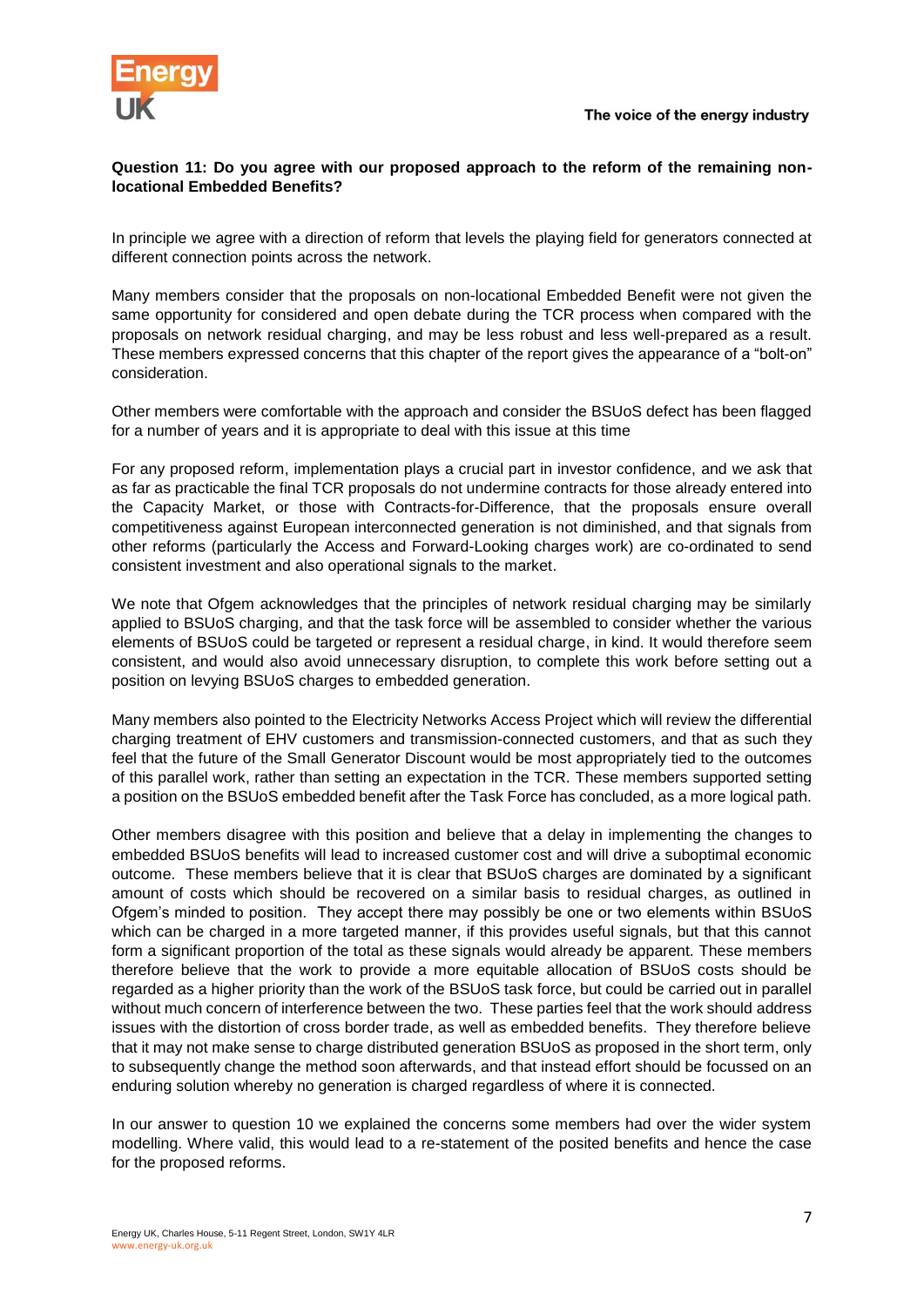**Question 11: Do you agree with our proposed approach to the reform of the remaining non-locational Embedded Benefits?**

In principle we agree with a direction of reform that levels the playing field for generators connected at different connection points across the network.

Many members consider that the proposals on non-locational Embedded Benefit were not given the same opportunity for considered and open debate during the TCR process when compared with the proposals on network residual charging, and may be less robust and less well-prepared as a result. These members expressed concerns that this chapter of the report gives the appearance of a "bolt-on" consideration.

Other members were comfortable with the approach and consider the BSUoS defect has been flagged for a number of years and it is appropriate to deal with this issue at this time

For any proposed reform, implementation plays a crucial part in investor confidence, and we ask that as far as practicable the final TCR proposals do not undermine contracts for those already entered into the Capacity Market, or those with Contracts-for-Difference, that the proposals ensure overall competitiveness against European interconnected generation is not diminished, and that signals from other reforms (particularly the Access and Forward-Looking charges work) are co-ordinated to send consistent investment and also operational signals to the market.

We note that Ofgem acknowledges that the principles of network residual charging may be similarly applied to BSUoS charging, and that the task force will be assembled to consider whether the various elements of BSUoS could be targeted or represent a residual charge, in kind. It would therefore seem consistent, and would also avoid unnecessary disruption, to complete this work before setting out a position on levying BSUoS charges to embedded generation.

Many members also pointed to the Electricity Networks Access Project which will review the differential charging treatment of EHV customers and transmission-connected customers, and that as such they feel that the future of the Small Generator Discount would be most appropriately tied to the outcomes of this parallel work, rather than setting an expectation in the TCR. These members supported setting a position on the BSUoS embedded benefit after the Task Force has concluded, as a more logical path.

Other members disagree with this position and believe that a delay in implementing the changes to embedded BSUoS benefits will lead to increased customer cost and will drive a suboptimal economic outcome. These members believe that it is clear that BSUoS charges are dominated by a significant amount of costs which should be recovered on a similar basis to residual charges, as outlined in Ofgem's minded to position. They accept there may possibly be one or two elements within BSUoS which can be charged in a more targeted manner, if this provides useful signals, but that this cannot form a significant proportion of the total as these signals would already be apparent. These members therefore believe that the work to provide a more equitable allocation of BSUoS costs should be regarded as a higher priority than the work of the BSUoS task force, but could be carried out in parallel without much concern of interference between the two. These parties feel that the work should address issues with the distortion of cross border trade, as well as embedded benefits. They therefore believe that it may not make sense to charge distributed generation BSUoS as proposed in the short term, only to subsequently change the method soon afterwards, and that instead effort should be focussed on an enduring solution whereby no generation is charged regardless of where it is connected.

In our answer to question 10 we explained the concerns some members had over the wider system modelling. Where valid, this would lead to a re-statement of the posited benefits and hence the case for the proposed reforms.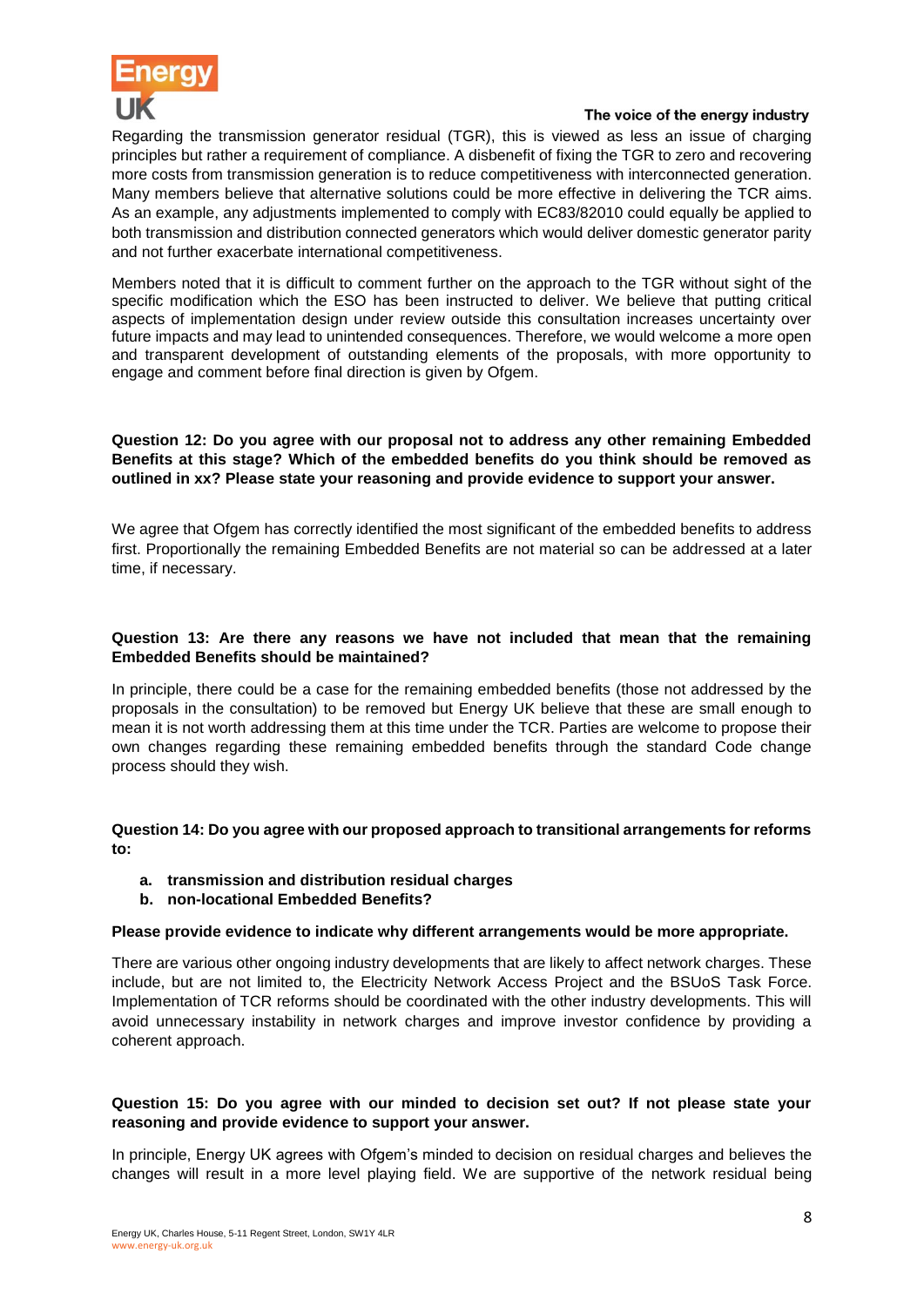Regarding the transmission generator residual (TGR), this is viewed as less an issue of charging principles but rather a requirement of compliance. A disbenefit of fixing the TGR to zero and recovering more costs from transmission generation is to reduce competitiveness with interconnected generation. Many members believe that alternative solutions could be more effective in delivering the TCR aims. As an example, any adjustments implemented to comply with EC83/82010 could equally be applied to both transmission and distribution connected generators which would deliver domestic generator parity and not further exacerbate international competitiveness.

Members noted that it is difficult to comment further on the approach to the TGR without sight of the specific modification which the ESO has been instructed to deliver. We believe that putting critical aspects of implementation design under review outside this consultation increases uncertainty over future impacts and may lead to unintended consequences. Therefore, we would welcome a more open and transparent development of outstanding elements of the proposals, with more opportunity to engage and comment before final direction is given by Ofgem.

**Question 12: Do you agree with our proposal not to address any other remaining Embedded Benefits at this stage? Which of the embedded benefits do you think should be removed as outlined in xx? Please state your reasoning and provide evidence to support your answer.**

We agree that Ofgem has correctly identified the most significant of the embedded benefits to address first. Proportionally the remaining Embedded Benefits are not material so can be addressed at a later time, if necessary.

**Question 13: Are there any reasons we have not included that mean that the remaining Embedded Benefits should be maintained?**

In principle, there could be a case for the remaining embedded benefits (those not addressed by the proposals in the consultation) to be removed but Energy UK believe that these are small enough to mean it is not worth addressing them at this time under the TCR. Parties are welcome to propose their own changes regarding these remaining embedded benefits through the standard Code change process should they wish.

**Question 14: Do you agree with our proposed approach to transitional arrangements for reforms to:**

- **a. transmission and distribution residual charges**
- **b. non-locational Embedded Benefits?**

**Please provide evidence to indicate why different arrangements would be more appropriate.**

There are various other ongoing industry developments that are likely to affect network charges. These include, but are not limited to, the Electricity Network Access Project and the BSUoS Task Force. Implementation of TCR reforms should be coordinated with the other industry developments. This will avoid unnecessary instability in network charges and improve investor confidence by providing a coherent approach.

**Question 15: Do you agree with our minded to decision set out? If not please state your reasoning and provide evidence to support your answer.**

In principle, Energy UK agrees with Ofgem's minded to decision on residual charges and believes the changes will result in a more level playing field. We are supportive of the network residual being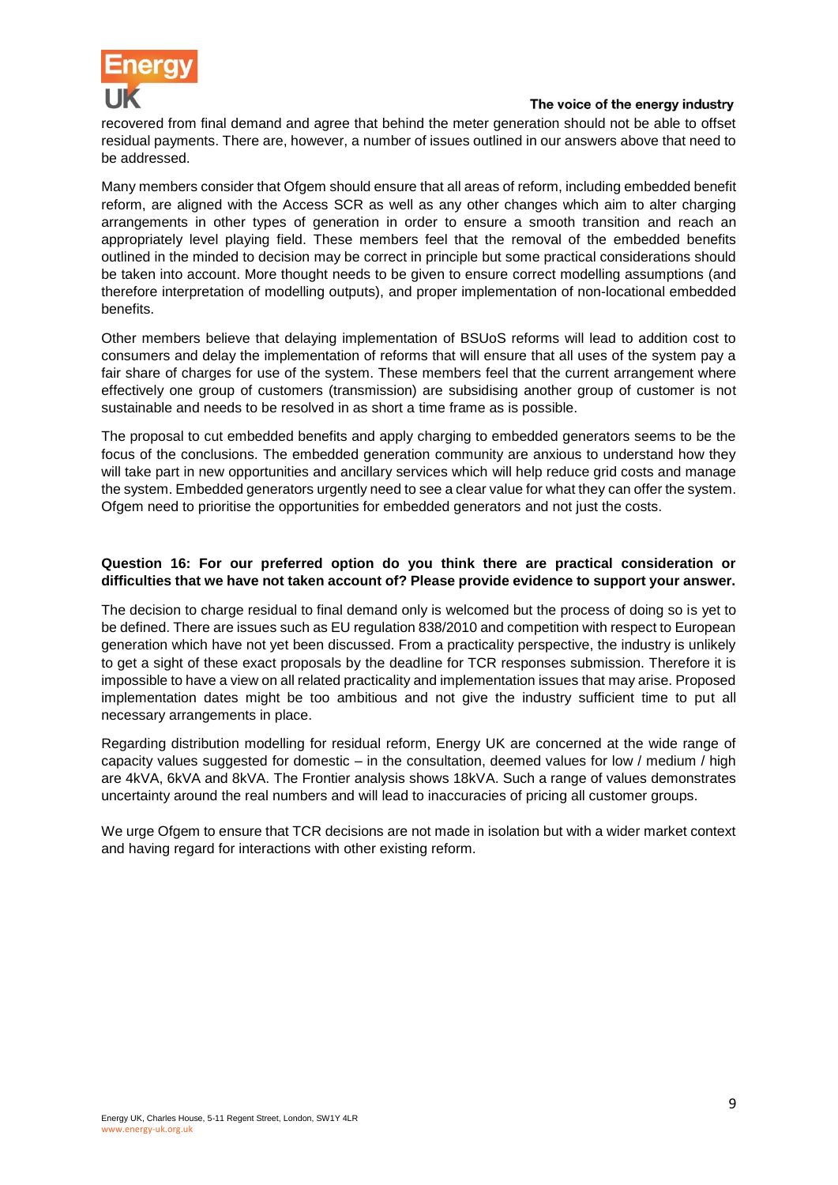recovered from final demand and agree that behind the meter generation should not be able to offset residual payments. There are, however, a number of issues outlined in our answers above that need to be addressed.

Many members consider that Ofgem should ensure that all areas of reform, including embedded benefit reform, are aligned with the Access SCR as well as any other changes which aim to alter charging arrangements in other types of generation in order to ensure a smooth transition and reach an appropriately level playing field. These members feel that the removal of the embedded benefits outlined in the minded to decision may be correct in principle but some practical considerations should be taken into account. More thought needs to be given to ensure correct modelling assumptions (and therefore interpretation of modelling outputs), and proper implementation of non-locational embedded benefits.

Other members believe that delaying implementation of BSUoS reforms will lead to addition cost to consumers and delay the implementation of reforms that will ensure that all uses of the system pay a fair share of charges for use of the system. These members feel that the current arrangement where effectively one group of customers (transmission) are subsidising another group of customer is not sustainable and needs to be resolved in as short a time frame as is possible.

The proposal to cut embedded benefits and apply charging to embedded generators seems to be the focus of the conclusions. The embedded generation community are anxious to understand how they will take part in new opportunities and ancillary services which will help reduce grid costs and manage the system. Embedded generators urgently need to see a clear value for what they can offer the system. Ofgem need to prioritise the opportunities for embedded generators and not just the costs.

**Question 16: For our preferred option do you think there are practical consideration or difficulties that we have not taken account of? Please provide evidence to support your answer.**

The decision to charge residual to final demand only is welcomed but the process of doing so is yet to be defined. There are issues such as EU regulation 838/2010 and competition with respect to European generation which have not yet been discussed. From a practicality perspective, the industry is unlikely to get a sight of these exact proposals by the deadline for TCR responses submission. Therefore it is impossible to have a view on all related practicality and implementation issues that may arise. Proposed implementation dates might be too ambitious and not give the industry sufficient time to put all necessary arrangements in place.

Regarding distribution modelling for residual reform, Energy UK are concerned at the wide range of capacity values suggested for domestic – in the consultation, deemed values for low / medium / high are 4kVA, 6kVA and 8kVA. The Frontier analysis shows 18kVA. Such a range of values demonstrates uncertainty around the real numbers and will lead to inaccuracies of pricing all customer groups.

We urge Ofgem to ensure that TCR decisions are not made in isolation but with a wider market context and having regard for interactions with other existing reform.